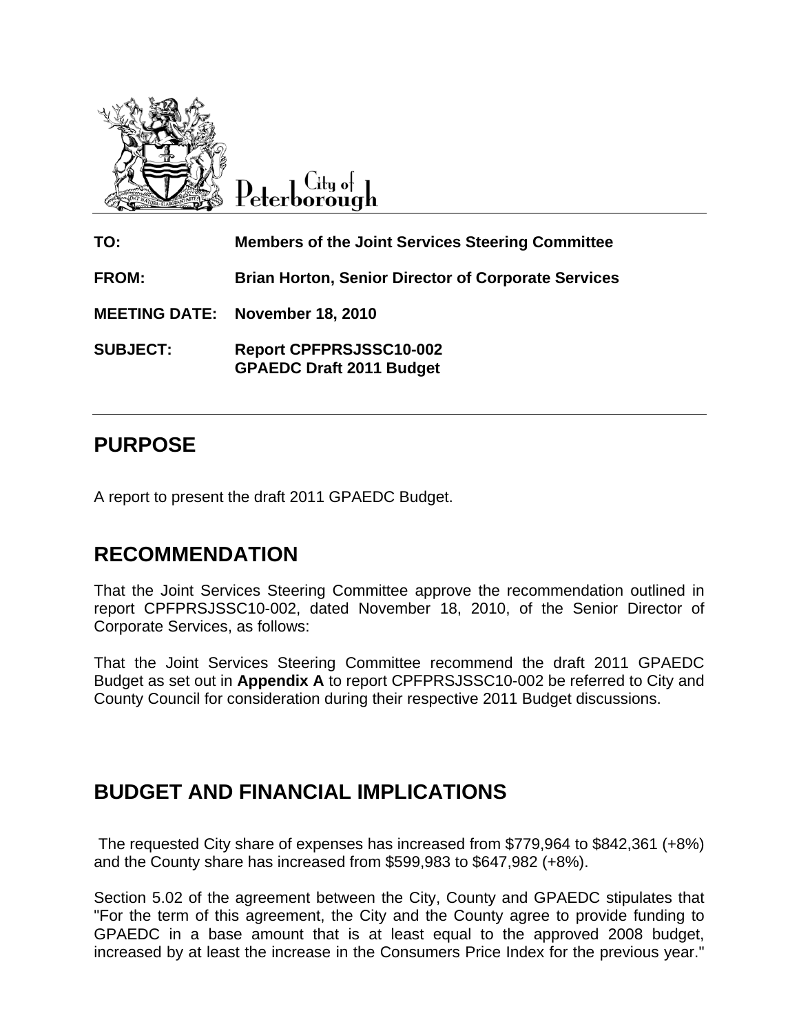City of Peterborough

**TO:** Members of the Joint Services Steering Committee

**FROM:** Brian Horton, Senior Director of Corporate Services

**MEETING DATE:** November 18, 2010

**SUBJECT:** Report CPFPRSJSSC10-002
GPAEDC Draft 2011 Budget

## PURPOSE

A report to present the draft 2011 GPAEDC Budget.

## RECOMMENDATION

That the Joint Services Steering Committee approve the recommendation outlined in report CPFPRSJSSC10-002, dated November 18, 2010, of the Senior Director of Corporate Services, as follows:

That the Joint Services Steering Committee recommend the draft 2011 GPAEDC Budget as set out in **Appendix A** to report CPFPRSJSSC10-002 be referred to City and County Council for consideration during their respective 2011 Budget discussions.

## BUDGET AND FINANCIAL IMPLICATIONS

The requested City share of expenses has increased from $779,964 to $842,361 (+8%) and the County share has increased from $599,983 to $647,982 (+8%).

Section 5.02 of the agreement between the City, County and GPAEDC stipulates that "For the term of this agreement, the City and the County agree to provide funding to GPAEDC in a base amount that is at least equal to the approved 2008 budget, increased by at least the increase in the Consumers Price Index for the previous year."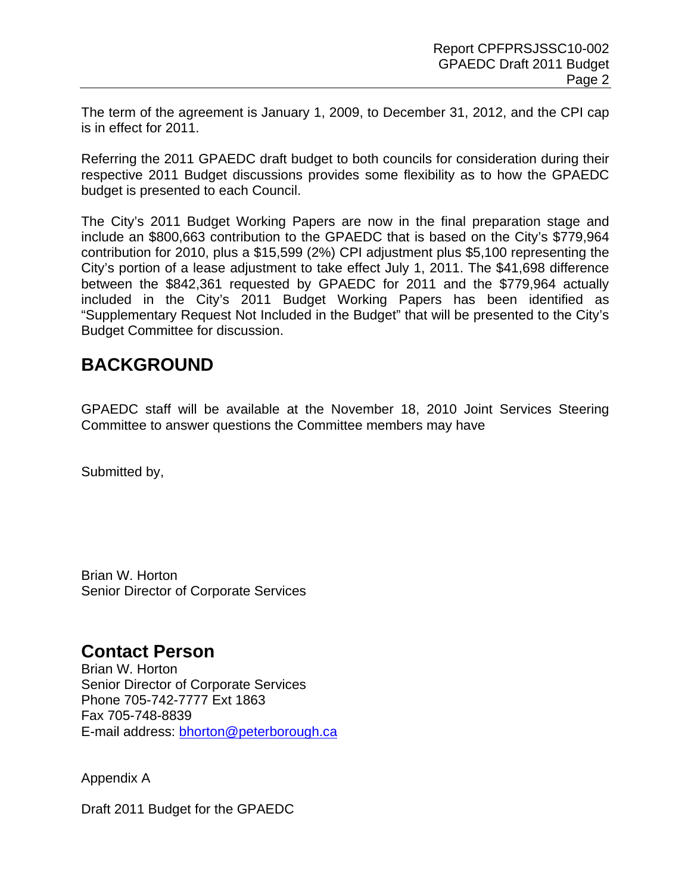The term of the agreement is January 1, 2009, to December 31, 2012, and the CPI cap is in effect for 2011.

Referring the 2011 GPAEDC draft budget to both councils for consideration during their respective 2011 Budget discussions provides some flexibility as to how the GPAEDC budget is presented to each Council.

The City's 2011 Budget Working Papers are now in the final preparation stage and include an $800,663 contribution to the GPAEDC that is based on the City's $779,964 contribution for 2010, plus a $15,599 (2%) CPI adjustment plus $5,100 representing the City's portion of a lease adjustment to take effect July 1, 2011. The $41,698 difference between the $842,361 requested by GPAEDC for 2011 and the $779,964 actually included in the City's 2011 Budget Working Papers has been identified as "Supplementary Request Not Included in the Budget" that will be presented to the City's Budget Committee for discussion.

## BACKGROUND

GPAEDC staff will be available at the November 18, 2010 Joint Services Steering Committee to answer questions the Committee members may have

Submitted by,

Brian W. Horton
Senior Director of Corporate Services

## Contact Person

Brian W. Horton
Senior Director of Corporate Services
Phone 705-742-7777 Ext 1863
Fax 705-748-8839
E-mail address: bhorton@peterborough.ca

Appendix A

Draft 2011 Budget for the GPAEDC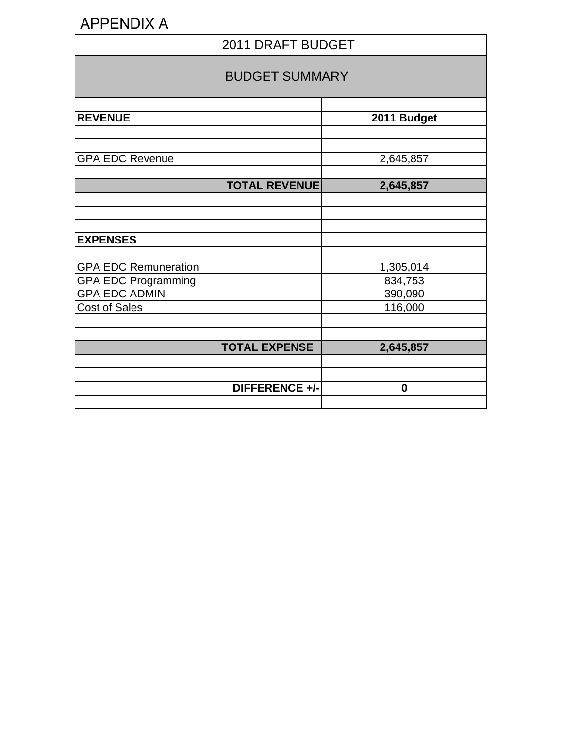# APPENDIX A

## 2011 DRAFT BUDGET

### BUDGET SUMMARY

| **REVENUE** | **2011 Budget** |
|---|---|
| GPA EDC Revenue | 2,645,857 |
| **TOTAL REVENUE** | **2,645,857** |
| **EXPENSES** | |
| GPA EDC Remuneration | 1,305,014 |
| GPA EDC Programming | 834,753 |
| GPA EDC ADMIN | 390,090 |
| Cost of Sales | 116,000 |
| **TOTAL EXPENSE** | **2,645,857** |
| **DIFFERENCE +/-** | **0** |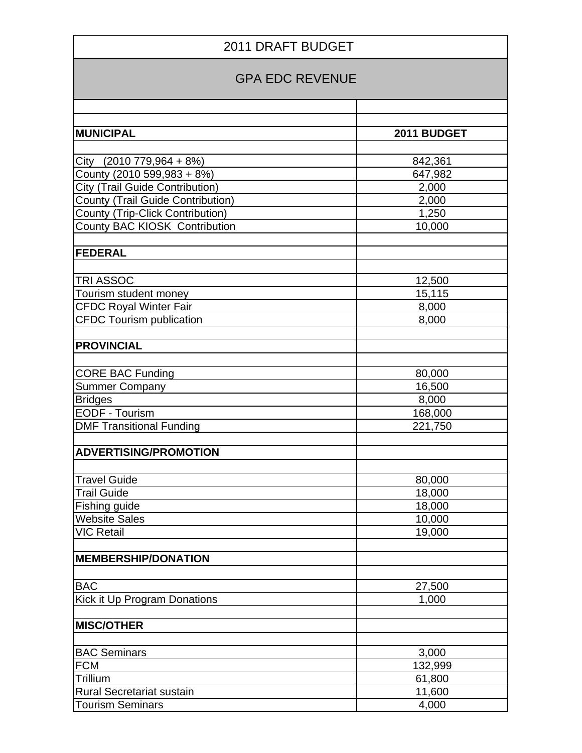# 2011 DRAFT BUDGET

## GPA EDC REVENUE

| | |
|---|---|
| | |
| **MUNICIPAL** | **2011 BUDGET** |
| | |
| City (2010 779,964 + 8%) | 842,361 |
| County (2010 599,983 + 8%) | 647,982 |
| City (Trail Guide Contribution) | 2,000 |
| County (Trail Guide Contribution) | 2,000 |
| County (Trip-Click Contribution) | 1,250 |
| County BAC KIOSK Contribution | 10,000 |
| | |
| **FEDERAL** | |
| | |
| TRI ASSOC | 12,500 |
| Tourism student money | 15,115 |
| CFDC Royal Winter Fair | 8,000 |
| CFDC Tourism publication | 8,000 |
| | |
| **PROVINCIAL** | |
| | |
| CORE BAC Funding | 80,000 |
| Summer Company | 16,500 |
| Bridges | 8,000 |
| EODF - Tourism | 168,000 |
| DMF Transitional Funding | 221,750 |
| | |
| **ADVERTISING/PROMOTION** | |
| | |
| Travel Guide | 80,000 |
| Trail Guide | 18,000 |
| Fishing guide | 18,000 |
| Website Sales | 10,000 |
| VIC Retail | 19,000 |
| | |
| **MEMBERSHIP/DONATION** | |
| | |
| BAC | 27,500 |
| Kick it Up Program Donations | 1,000 |
| | |
| **MISC/OTHER** | |
| | |
| BAC Seminars | 3,000 |
| FCM | 132,999 |
| Trillium | 61,800 |
| Rural Secretariat sustain | 11,600 |
| Tourism Seminars | 4,000 |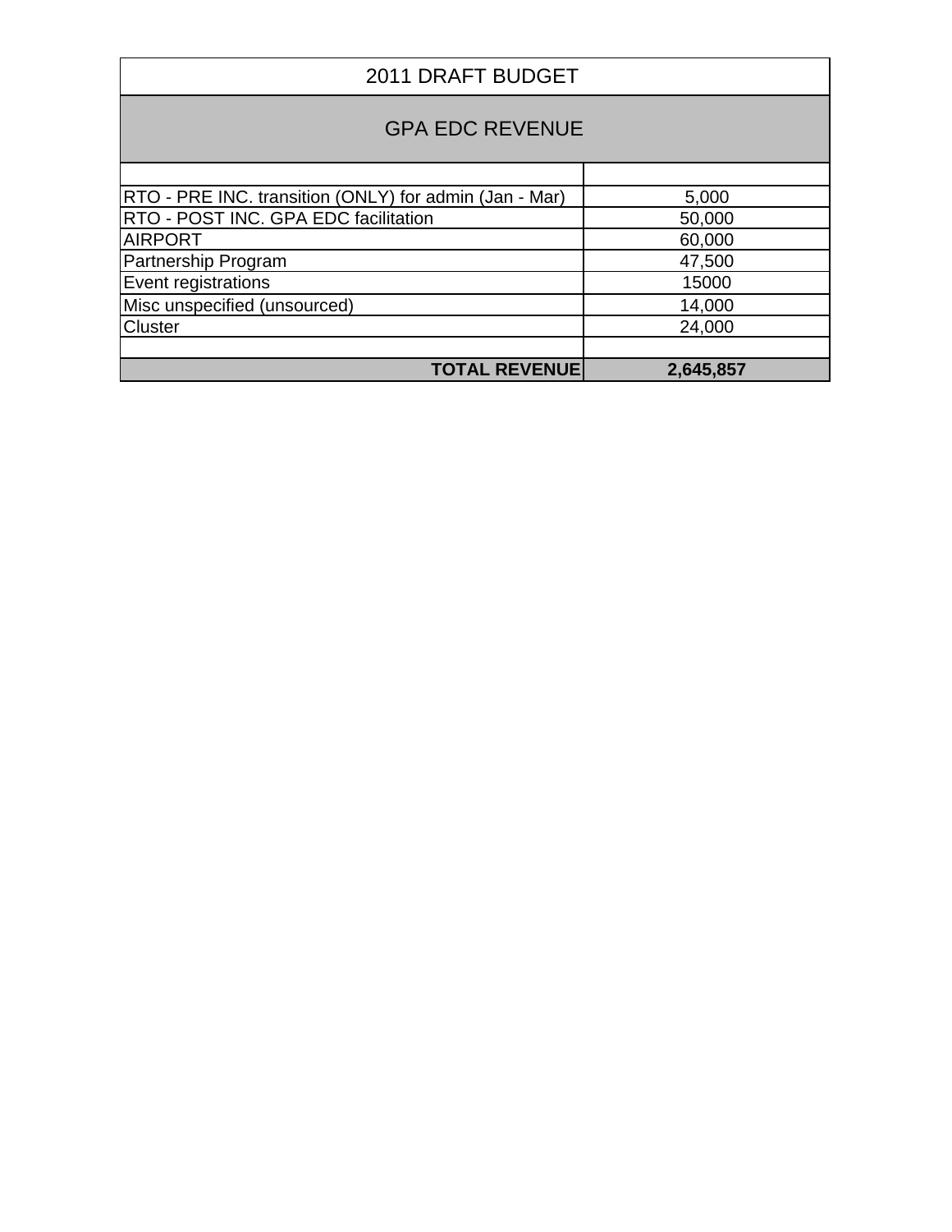| 2011 DRAFT BUDGET | |
|---|---|
| GPA EDC REVENUE | |
| | |
| RTO - PRE INC. transition (ONLY) for admin (Jan - Mar) | 5,000 |
| RTO - POST INC. GPA EDC facilitation | 50,000 |
| AIRPORT | 60,000 |
| Partnership Program | 47,500 |
| Event registrations | 15000 |
| Misc unspecified (unsourced) | 14,000 |
| Cluster | 24,000 |
| | |
| **TOTAL REVENUE** | **2,645,857** |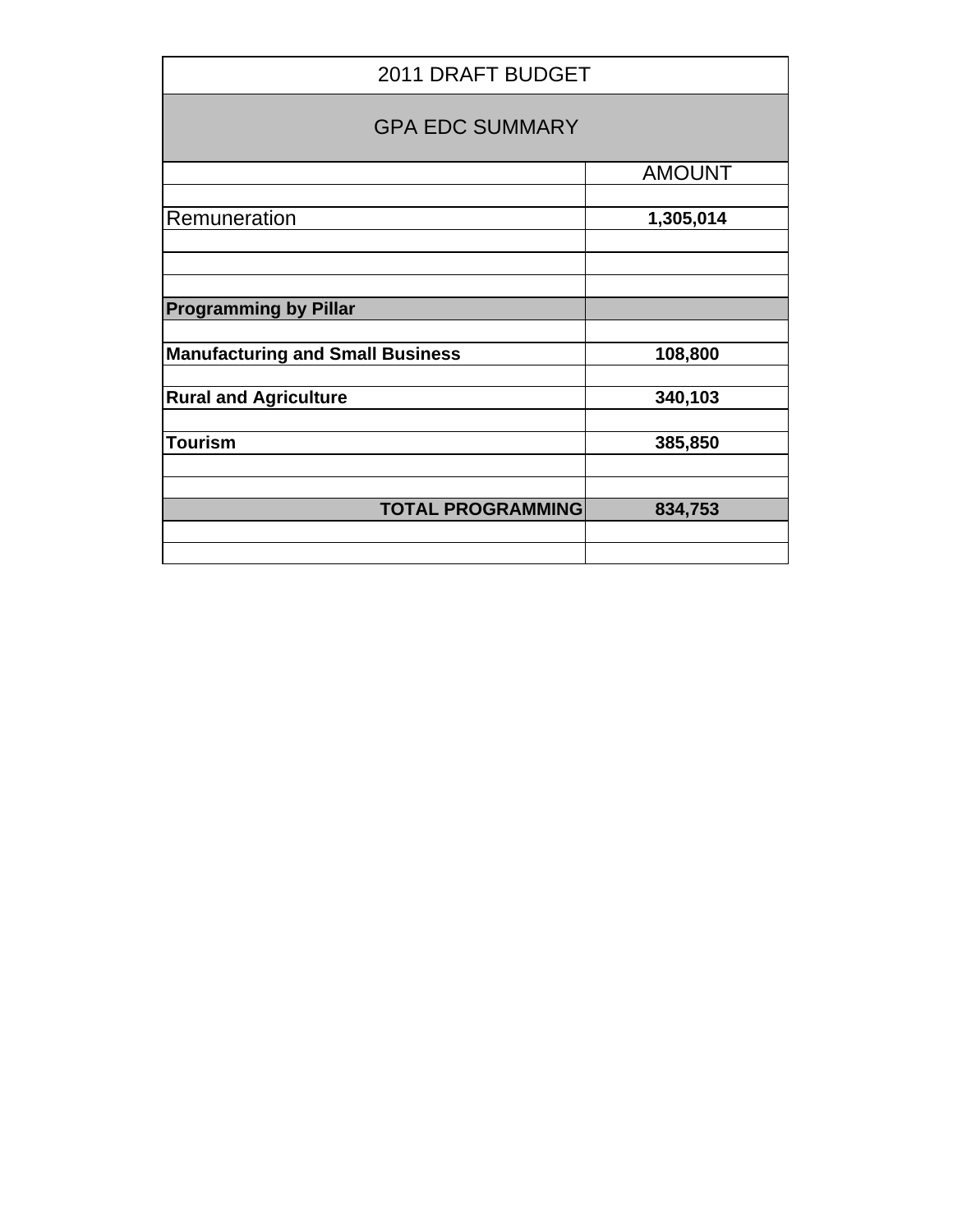| 2011 DRAFT BUDGET | |
|---|---|
| **GPA EDC SUMMARY** | |
| | AMOUNT |
| Remuneration | **1,305,014** |
| **Programming by Pillar** | |
| **Manufacturing and Small Business** | **108,800** |
| **Rural and Agriculture** | **340,103** |
| **Tourism** | **385,850** |
| **TOTAL PROGRAMMING** | **834,753** |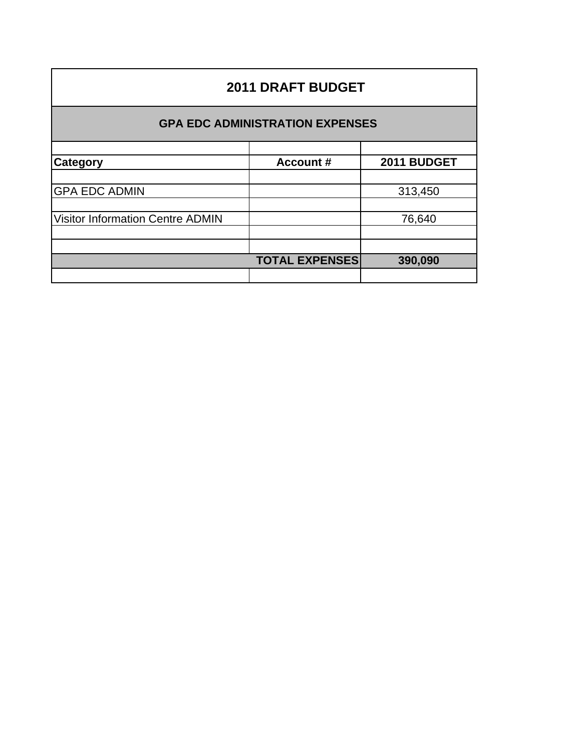# 2011 DRAFT BUDGET

## GPA EDC ADMINISTRATION EXPENSES

| Category | Account # | 2011 BUDGET |
|---|---|---|
| GPA EDC ADMIN | | 313,450 |
| Visitor Information Centre ADMIN | | 76,640 |
| | **TOTAL EXPENSES** | **390,090** |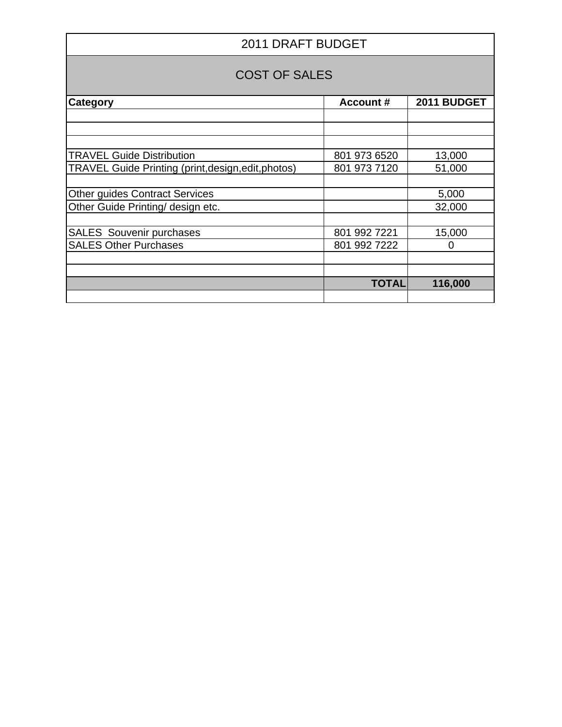# 2011 DRAFT BUDGET

## COST OF SALES

| Category | Account # | 2011 BUDGET |
|---|---|---|
| | | |
| | | |
| | | |
| TRAVEL Guide Distribution | 801 973 6520 | 13,000 |
| TRAVEL Guide Printing (print,design,edit,photos) | 801 973 7120 | 51,000 |
| | | |
| Other guides Contract Services | | 5,000 |
| Other Guide Printing/ design etc. | | 32,000 |
| | | |
| SALES Souvenir purchases | 801 992 7221 | 15,000 |
| SALES Other Purchases | 801 992 7222 | 0 |
| | | |
| | | |
| | **TOTAL** | **116,000** |
| | | |